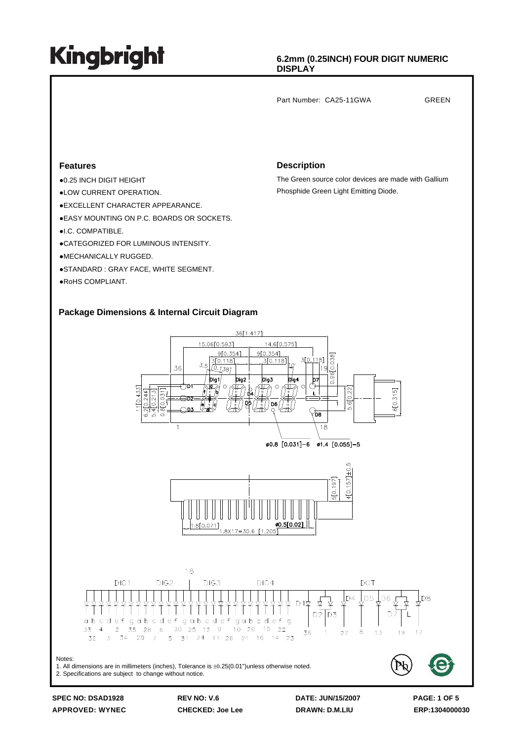# Kingbright

**6.2mm (0.25INCH) FOUR DIGIT NUMERIC DISPLAY**

Part Number: CA25-11GWA GREEN

## Features

- ●0.25 INCH DIGIT HEIGHT
- ●LOW CURRENT OPERATION.
- ●EXCELLENT CHARACTER APPEARANCE.
- ●EASY MOUNTING ON P.C. BOARDS OR SOCKETS.
- ●I.C. COMPATIBLE.
- ●CATEGORIZED FOR LUMINOUS INTENSITY.
- ●MECHANICALLY RUGGED.
- ●STANDARD : GRAY FACE, WHITE SEGMENT.
- ●RoHS COMPLIANT.

## Description

The Green source color devices are made with Gallium Phosphide Green Light Emitting Diode.

## Package Dimensions & Internal Circuit Diagram

Notes:
1. All dimensions are in millimeters (inches), Tolerance is ±0.25(0.01")unless otherwise noted.
2. Specifications are subject to change without notice.

| SPEC NO: DSAD1928 | REV NO: V.6 | DATE: JUN/15/2007 | |
|---|---|---|---|
| APPROVED: WYNEC | CHECKED: Joe Lee | DRAWN: D.M.LIU | ERP:1304000030 |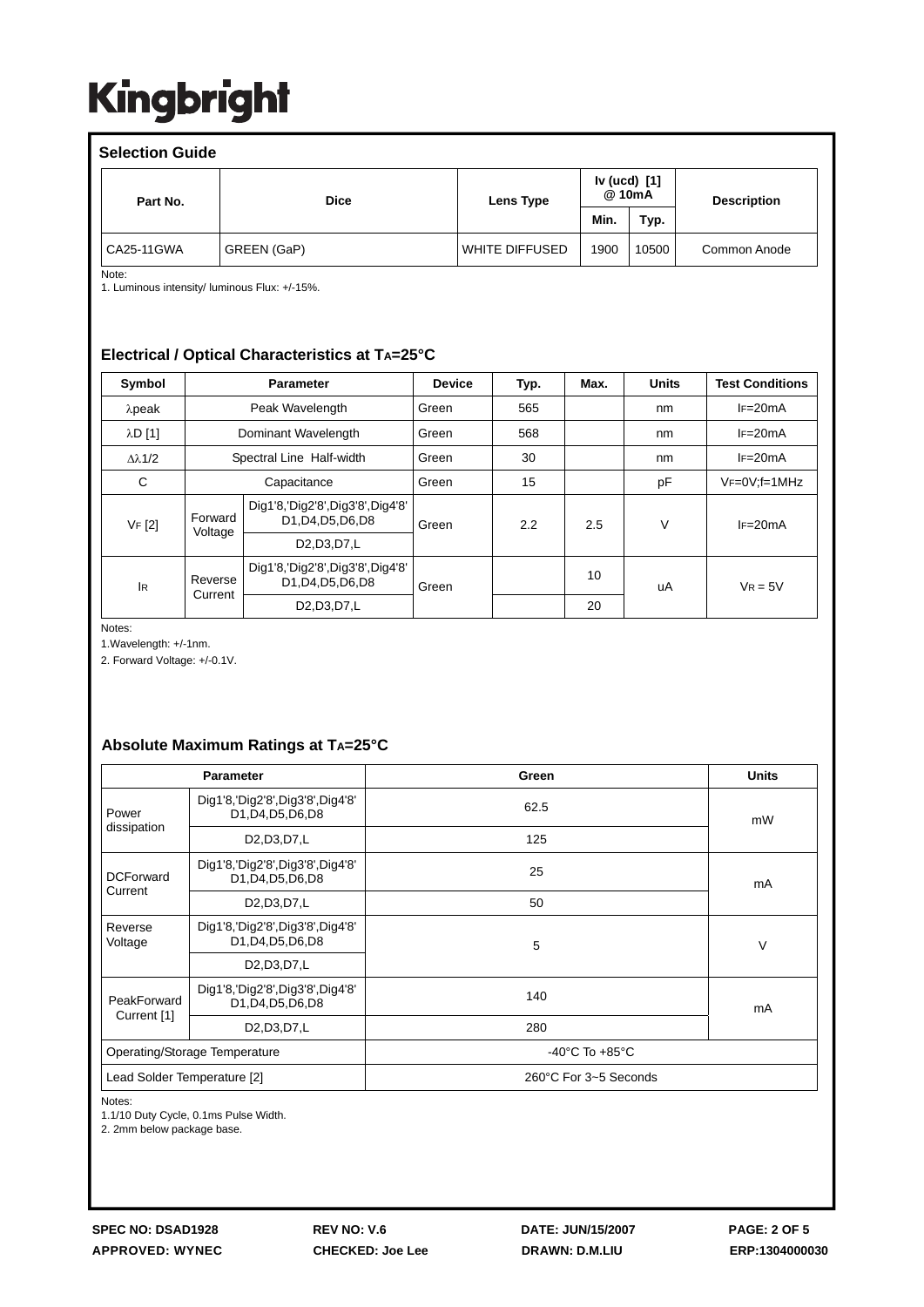Kingbright

## Selection Guide

| Part No. | Dice | Lens Type | Iv (ucd) [1] @ 10mA | | Description |
|---|---|---|---|---|---|
| | | | Min. | Typ. | |
| CA25-11GWA | GREEN (GaP) | WHITE DIFFUSED | 1900 | 10500 | Common Anode |

Note:
1. Luminous intensity/ luminous Flux: +/-15%.

## Electrical / Optical Characteristics at $T_A$=25°C

| Symbol | Parameter | | Device | Typ. | Max. | Units | Test Conditions |
|---|---|---|---|---|---|---|---|
| λpeak | Peak Wavelength | | Green | 565 | | nm | $I_F$=20mA |
| λD [1] | Dominant Wavelength | | Green | 568 | | nm | $I_F$=20mA |
| Δλ1/2 | Spectral Line Half-width | | Green | 30 | | nm | $I_F$=20mA |
| C | Capacitance | | Green | 15 | | pF | $V_F$=0V;f=1MHz |
| $V_F$ [2] | Forward Voltage | Dig1'8,'Dig2'8',Dig3'8',Dig4'8' D1,D4,D5,D6,D8 | Green | 2.2 | 2.5 | V | $I_F$=20mA |
| | | D2,D3,D7,L | | | | | |
| $I_R$ | Reverse Current | Dig1'8,'Dig2'8',Dig3'8',Dig4'8' D1,D4,D5,D6,D8 | Green | | 10 | uA | $V_R$ = 5V |
| | | D2,D3,D7,L | | | 20 | | |

Notes:
1.Wavelength: +/-1nm.
2. Forward Voltage: +/-0.1V.

## Absolute Maximum Ratings at $T_A$=25°C

| Parameter | | Green | Units |
|---|---|---|---|
| Power dissipation | Dig1'8,'Dig2'8',Dig3'8',Dig4'8' D1,D4,D5,D6,D8 | 62.5 | mW |
| | D2,D3,D7,L | 125 | |
| DCForward Current | Dig1'8,'Dig2'8',Dig3'8',Dig4'8' D1,D4,D5,D6,D8 | 25 | mA |
| | D2,D3,D7,L | 50 | |
| Reverse Voltage | Dig1'8,'Dig2'8',Dig3'8',Dig4'8' D1,D4,D5,D6,D8 | 5 | V |
| | D2,D3,D7,L | | |
| PeakForward Current [1] | Dig1'8,'Dig2'8',Dig3'8',Dig4'8' D1,D4,D5,D6,D8 | 140 | mA |
| | D2,D3,D7,L | 280 | |
| Operating/Storage Temperature | | -40°C To +85°C | |
| Lead Solder Temperature [2] | | 260°C For 3~5 Seconds | |

Notes:
1.1/10 Duty Cycle, 0.1ms Pulse Width.
2. 2mm below package base.

SPEC NO: DSAD1928 REV NO: V.6 DATE: JUN/15/2007
APPROVED: WYNEC CHECKED: Joe Lee DRAWN: D.M.LIU ERP:1304000030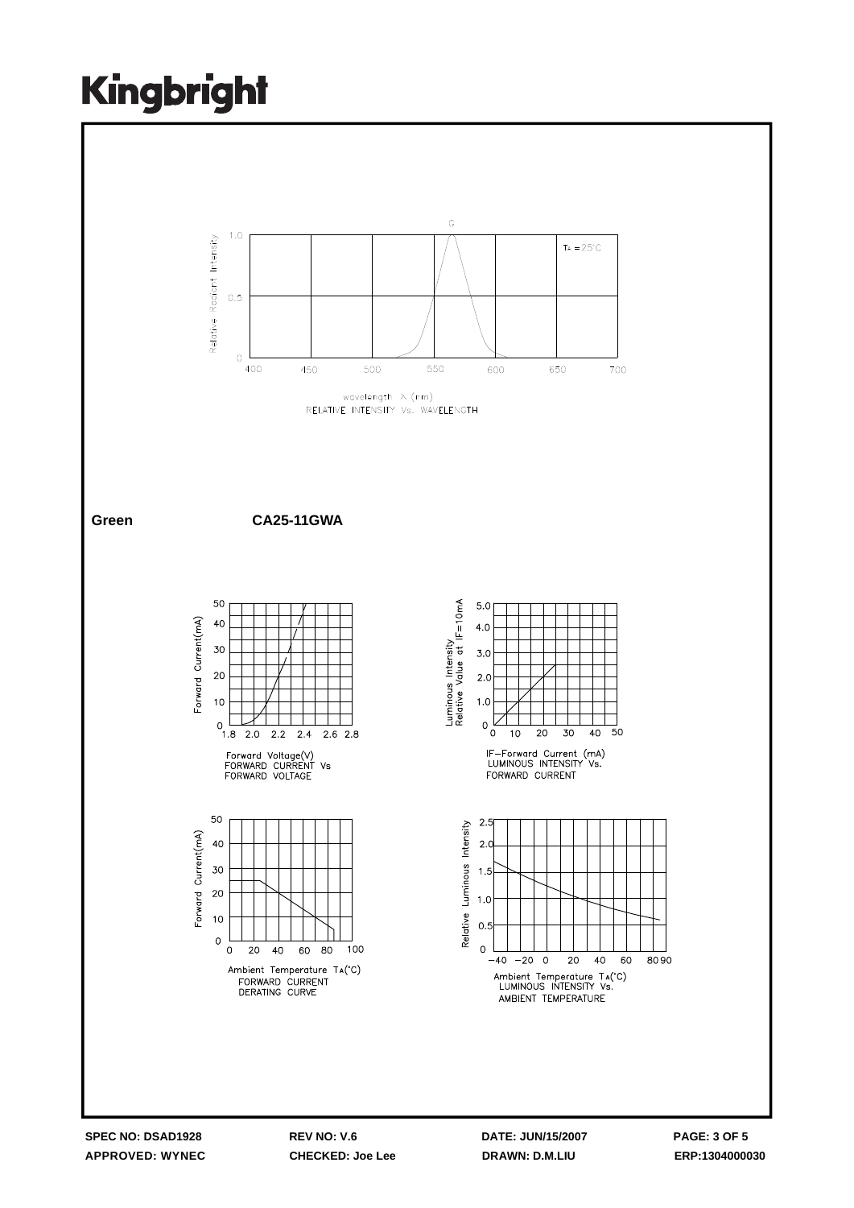# Kingbright

Relative Radiant Intensity

1.0

0.5

0

G

$T_A = 25°C$

400 450 500 550 600 650 700

wavelength λ (nm)

RELATIVE INTENSITY Vs. WAVELENGTH

**Green** **CA25-11GWA**

Forward Current(mA)

50 40 30 20 10 0

1.8 2.0 2.2 2.4 2.6 2.8

Forward Voltage(V)

FORWARD CURRENT Vs FORWARD VOLTAGE

Luminous Intensity Relative Value at IF=10mA

5.0 4.0 3.0 2.0 1.0 0

0 10 20 30 40 50

IF−Forward Current (mA)

LUMINOUS INTENSITY Vs. FORWARD CURRENT

Forward Current(mA)

50 40 30 20 10 0

0 20 40 60 80 100

Ambient Temperature $T_A$(°C)

FORWARD CURRENT DERATING CURVE

Relative Luminous Intensity

2.5 2.0 1.5 1.0 0.5 0

−40 −20 0 20 40 60 80 90

Ambient Temperature $T_A$(°C)

LUMINOUS INTENSITY Vs. AMBIENT TEMPERATURE

| SPEC NO: DSAD1928 | REV NO: V.6 | DATE: JUN/15/2007 | PAGE: 3 OF 5 |
|---|---|---|---|
| APPROVED: WYNEC | CHECKED: Joe Lee | DRAWN: D.M.LIU | ERP:1304000030 |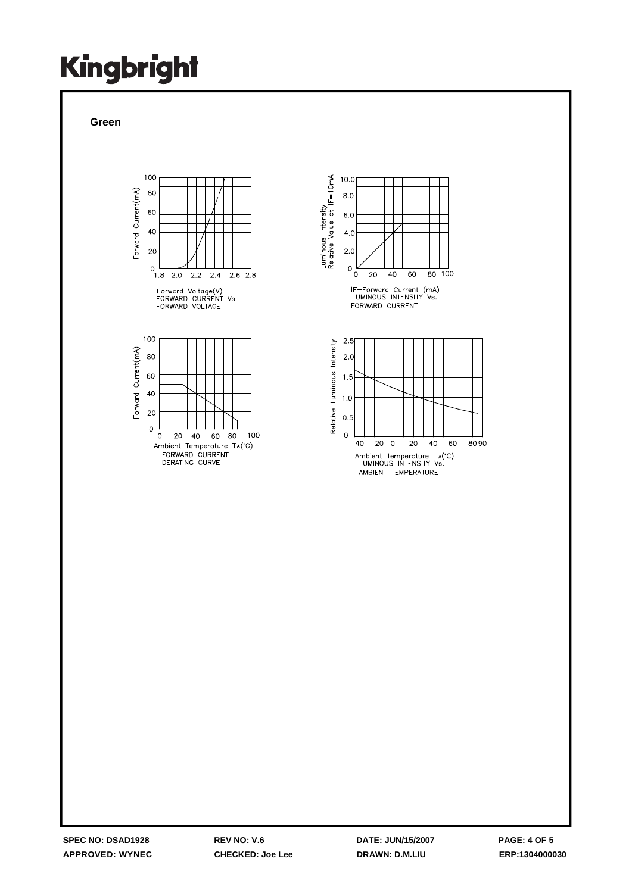Kingbright

**Green**

Forward Current(mA)

Forward Voltage(V)
FORWARD CURRENT Vs
FORWARD VOLTAGE

Luminous Intensity
Relative Value at IF=10mA

IF–Forward Current (mA)
LUMINOUS INTENSITY Vs.
FORWARD CURRENT

Forward Current(mA)

Ambient Temperature TA(°C)
FORWARD CURRENT
DERATING CURVE

Relative Luminous Intensity

Ambient Temperature TA(°C)
LUMINOUS INTENSITY Vs.
AMBIENT TEMPERATURE

| SPEC NO: DSAD1928 | REV NO: V.6 | DATE: JUN/15/2007 | PAGE: 4 OF 5 |
|---|---|---|---|
| APPROVED: WYNEC | CHECKED: Joe Lee | DRAWN: D.M.LIU | ERP:1304000030 |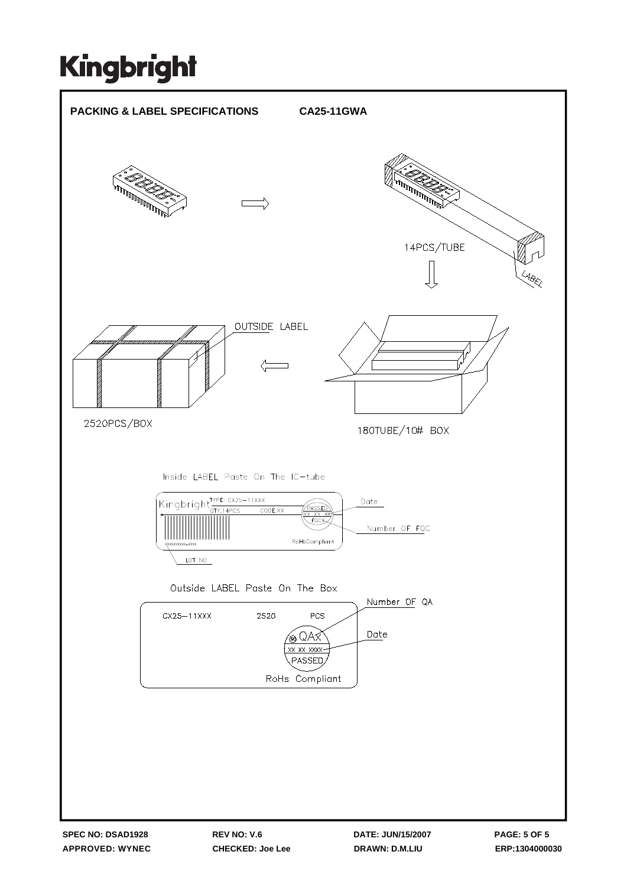## PACKING & LABEL SPECIFICATIONS CA25-11GWA

14PCS/TUBE

LABEL

OUTSIDE LABEL

2520PCS/BOX

180TUBE/10# BOX

Inside LABEL Paste On The IC-tube

Kingbright TYPE: CX25-11XXX
QTY:14PCS CODE:XX
PASSED
XX XX XX
FQCX
RoHsCompliant
XXXXXXXXX-XXXX

Date

Number OF FQC

LOT NO

Outside LABEL Paste On The Box

CX25-11XXX 2520 PCS
QAX
XX XX XXXX
PASSED
RoHs Compliant

Number OF QA

Date

SPEC NO: DSAD1928 REV NO: V.6 DATE: JUN/15/2007
APPROVED: WYNEC CHECKED: Joe Lee DRAWN: D.M.LIU ERP:1304000030